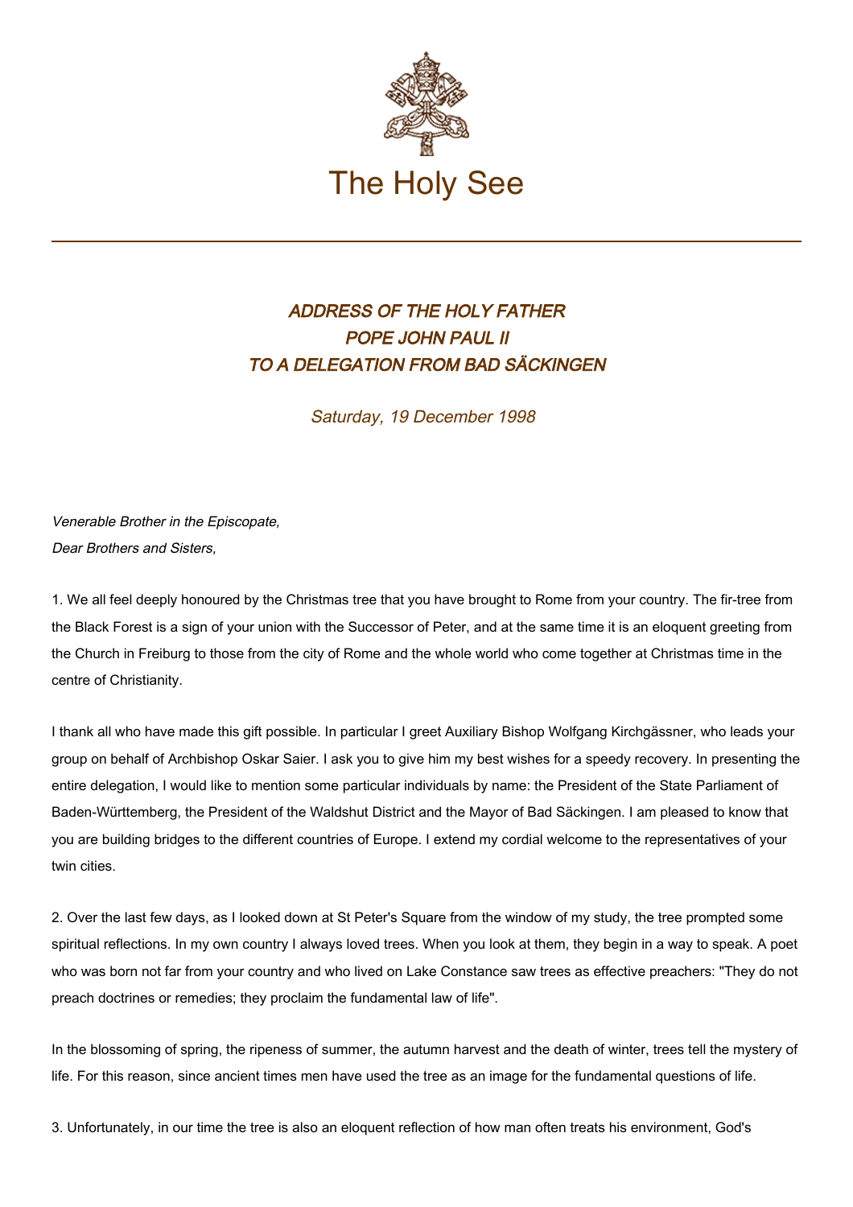The Holy See

# *ADDRESS OF THE HOLY FATHER POPE JOHN PAUL II TO A DELEGATION FROM BAD SÄCKINGEN*

*Saturday, 19 December 1998*

*Venerable Brother in the Episcopate,*
*Dear Brothers and Sisters,*

1. We all feel deeply honoured by the Christmas tree that you have brought to Rome from your country. The fir-tree from the Black Forest is a sign of your union with the Successor of Peter, and at the same time it is an eloquent greeting from the Church in Freiburg to those from the city of Rome and the whole world who come together at Christmas time in the centre of Christianity.

I thank all who have made this gift possible. In particular I greet Auxiliary Bishop Wolfgang Kirchgässner, who leads your group on behalf of Archbishop Oskar Saier. I ask you to give him my best wishes for a speedy recovery. In presenting the entire delegation, I would like to mention some particular individuals by name: the President of the State Parliament of Baden-Württemberg, the President of the Waldshut District and the Mayor of Bad Säckingen. I am pleased to know that you are building bridges to the different countries of Europe. I extend my cordial welcome to the representatives of your twin cities.

2. Over the last few days, as I looked down at St Peter's Square from the window of my study, the tree prompted some spiritual reflections. In my own country I always loved trees. When you look at them, they begin in a way to speak. A poet who was born not far from your country and who lived on Lake Constance saw trees as effective preachers: "They do not preach doctrines or remedies; they proclaim the fundamental law of life".

In the blossoming of spring, the ripeness of summer, the autumn harvest and the death of winter, trees tell the mystery of life. For this reason, since ancient times men have used the tree as an image for the fundamental questions of life.

3. Unfortunately, in our time the tree is also an eloquent reflection of how man often treats his environment, God's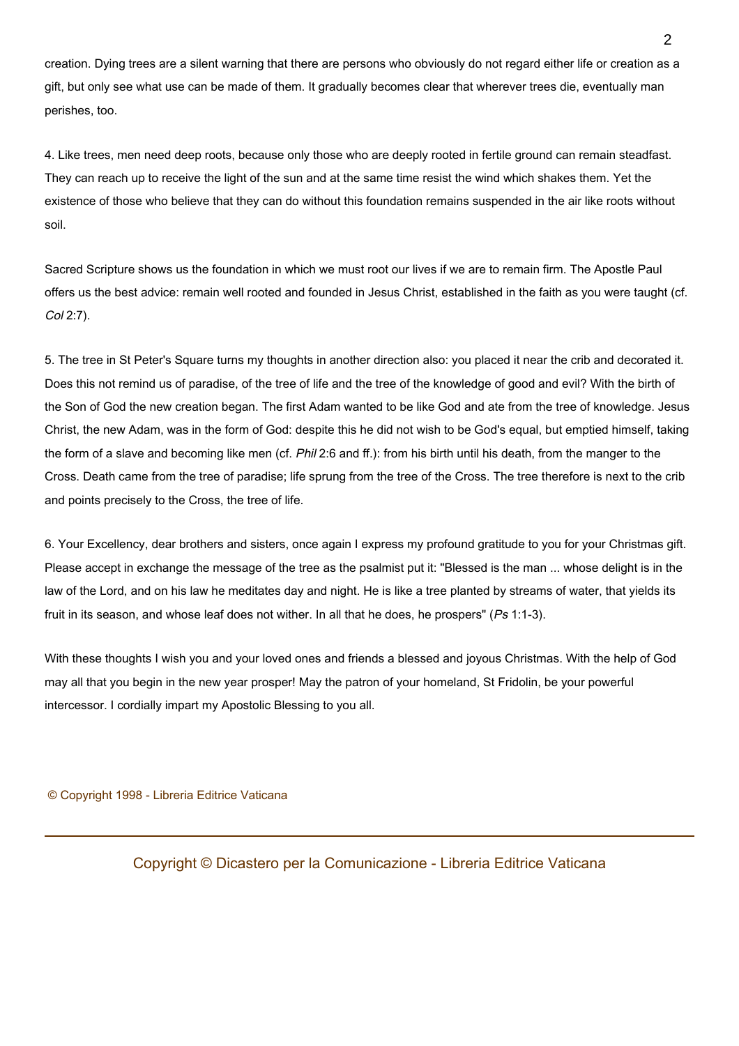creation. Dying trees are a silent warning that there are persons who obviously do not regard either life or creation as a gift, but only see what use can be made of them. It gradually becomes clear that wherever trees die, eventually man perishes, too.

4. Like trees, men need deep roots, because only those who are deeply rooted in fertile ground can remain steadfast. They can reach up to receive the light of the sun and at the same time resist the wind which shakes them. Yet the existence of those who believe that they can do without this foundation remains suspended in the air like roots without soil.

Sacred Scripture shows us the foundation in which we must root our lives if we are to remain firm. The Apostle Paul offers us the best advice: remain well rooted and founded in Jesus Christ, established in the faith as you were taught (cf. *Col* 2:7).

5. The tree in St Peter's Square turns my thoughts in another direction also: you placed it near the crib and decorated it. Does this not remind us of paradise, of the tree of life and the tree of the knowledge of good and evil? With the birth of the Son of God the new creation began. The first Adam wanted to be like God and ate from the tree of knowledge. Jesus Christ, the new Adam, was in the form of God: despite this he did not wish to be God's equal, but emptied himself, taking the form of a slave and becoming like men (cf. *Phil* 2:6 and ff.): from his birth until his death, from the manger to the Cross. Death came from the tree of paradise; life sprung from the tree of the Cross. The tree therefore is next to the crib and points precisely to the Cross, the tree of life.

6. Your Excellency, dear brothers and sisters, once again I express my profound gratitude to you for your Christmas gift. Please accept in exchange the message of the tree as the psalmist put it: "Blessed is the man ... whose delight is in the law of the Lord, and on his law he meditates day and night. He is like a tree planted by streams of water, that yields its fruit in its season, and whose leaf does not wither. In all that he does, he prospers" (*Ps* 1:1-3).

With these thoughts I wish you and your loved ones and friends a blessed and joyous Christmas. With the help of God may all that you begin in the new year prosper! May the patron of your homeland, St Fridolin, be your powerful intercessor. I cordially impart my Apostolic Blessing to you all.

© Copyright 1998 - Libreria Editrice Vaticana

---

Copyright © Dicastero per la Comunicazione - Libreria Editrice Vaticana